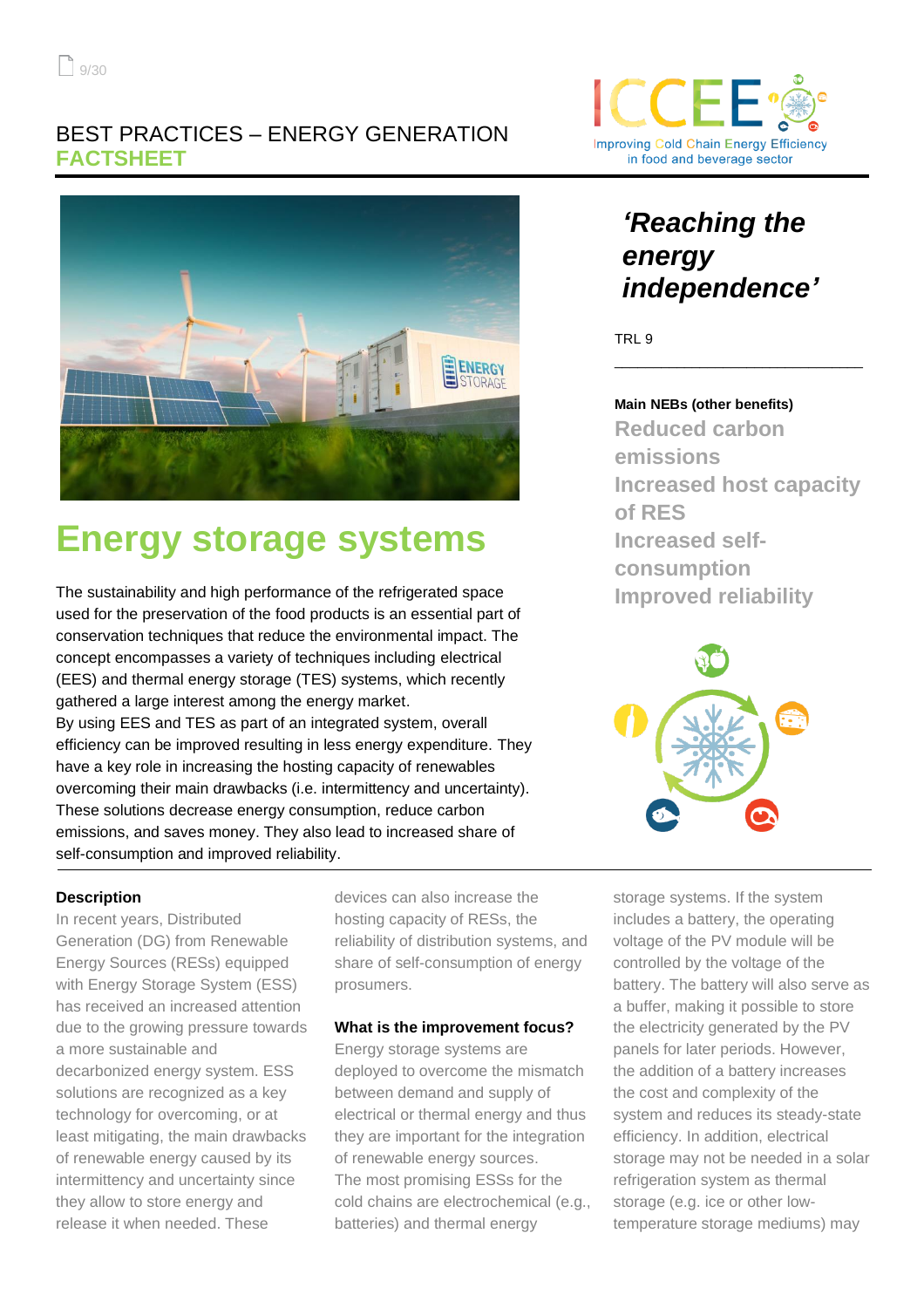BEST PRACTICES – ENERGY GENERATION
**FACTSHEET**

# Energy storage systems

The sustainability and high performance of the refrigerated space used for the preservation of the food products is an essential part of conservation techniques that reduce the environmental impact. The concept encompasses a variety of techniques including electrical (EES) and thermal energy storage (TES) systems, which recently gathered a large interest among the energy market.
By using EES and TES as part of an integrated system, overall efficiency can be improved resulting in less energy expenditure. They have a key role in increasing the hosting capacity of renewables overcoming their main drawbacks (i.e. intermittency and uncertainty). These solutions decrease energy consumption, reduce carbon emissions, and saves money. They also lead to increased share of self-consumption and improved reliability.

## *‘Reaching the energy independence’*

TRL 9

**Main NEBs (other benefits)**

**Reduced carbon emissions**
**Increased host capacity of RES**
**Increased self-consumption**
**Improved reliability**

### Description

In recent years, Distributed Generation (DG) from Renewable Energy Sources (RESs) equipped with Energy Storage System (ESS) has received an increased attention due to the growing pressure towards a more sustainable and decarbonized energy system. ESS solutions are recognized as a key technology for overcoming, or at least mitigating, the main drawbacks of renewable energy caused by its intermittency and uncertainty since they allow to store energy and release it when needed. These devices can also increase the hosting capacity of RESs, the reliability of distribution systems, and share of self-consumption of energy prosumers.

### What is the improvement focus?

Energy storage systems are deployed to overcome the mismatch between demand and supply of electrical or thermal energy and thus they are important for the integration of renewable energy sources.
The most promising ESSs for the cold chains are electrochemical (e.g., batteries) and thermal energy storage systems. If the system includes a battery, the operating voltage of the PV module will be controlled by the voltage of the battery. The battery will also serve as a buffer, making it possible to store the electricity generated by the PV panels for later periods. However, the addition of a battery increases the cost and complexity of the system and reduces its steady-state efficiency. In addition, electrical storage may not be needed in a solar refrigeration system as thermal storage (e.g. ice or other low-temperature storage mediums) may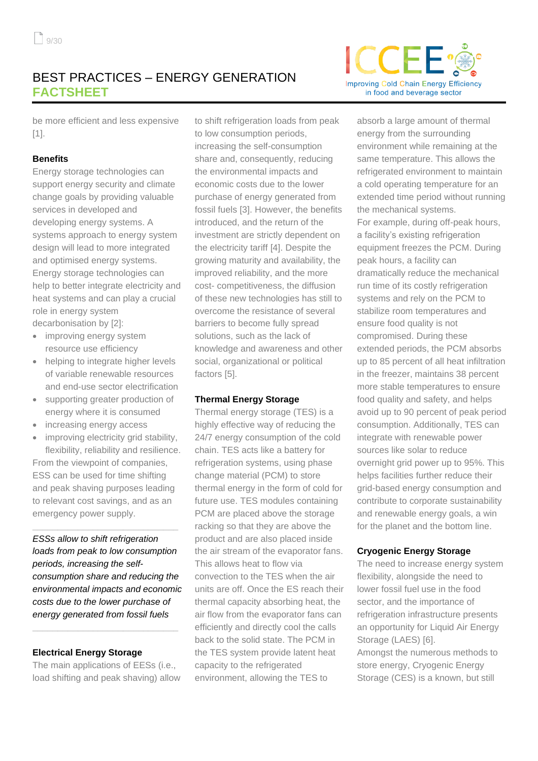be more efficient and less expensive [1].

**Benefits**

Energy storage technologies can support energy security and climate change goals by providing valuable services in developed and developing energy systems. A systems approach to energy system design will lead to more integrated and optimised energy systems. Energy storage technologies can help to better integrate electricity and heat systems and can play a crucial role in energy system decarbonisation by [2]:

- improving energy system resource use efficiency
- helping to integrate higher levels of variable renewable resources and end-use sector electrification
- supporting greater production of energy where it is consumed
- increasing energy access
- improving electricity grid stability, flexibility, reliability and resilience.

From the viewpoint of companies, ESS can be used for time shifting and peak shaving purposes leading to relevant cost savings, and as an emergency power supply.

*ESSs allow to shift refrigeration loads from peak to low consumption periods, increasing the self-consumption share and reducing the environmental impacts and economic costs due to the lower purchase of energy generated from fossil fuels*

**Electrical Energy Storage**

The main applications of EESs (i.e., load shifting and peak shaving) allow to shift refrigeration loads from peak to low consumption periods, increasing the self-consumption share and, consequently, reducing the environmental impacts and economic costs due to the lower purchase of energy generated from fossil fuels [3]. However, the benefits introduced, and the return of the investment are strictly dependent on the electricity tariff [4]. Despite the growing maturity and availability, the improved reliability, and the more cost- competitiveness, the diffusion of these new technologies has still to overcome the resistance of several barriers to become fully spread solutions, such as the lack of knowledge and awareness and other social, organizational or political factors [5].

**Thermal Energy Storage**

Thermal energy storage (TES) is a highly effective way of reducing the 24/7 energy consumption of the cold chain. TES acts like a battery for refrigeration systems, using phase change material (PCM) to store thermal energy in the form of cold for future use. TES modules containing PCM are placed above the storage racking so that they are above the product and are also placed inside the air stream of the evaporator fans. This allows heat to flow via convection to the TES when the air units are off. Once the ES reach their thermal capacity absorbing heat, the air flow from the evaporator fans can efficiently and directly cool the calls back to the solid state. The PCM in the TES system provide latent heat capacity to the refrigerated environment, allowing the TES to absorb a large amount of thermal energy from the surrounding environment while remaining at the same temperature. This allows the refrigerated environment to maintain a cold operating temperature for an extended time period without running the mechanical systems.

For example, during off-peak hours, a facility's existing refrigeration equipment freezes the PCM. During peak hours, a facility can dramatically reduce the mechanical run time of its costly refrigeration systems and rely on the PCM to stabilize room temperatures and ensure food quality is not compromised. During these extended periods, the PCM absorbs up to 85 percent of all heat infiltration in the freezer, maintains 38 percent more stable temperatures to ensure food quality and safety, and helps avoid up to 90 percent of peak period consumption. Additionally, TES can integrate with renewable power sources like solar to reduce overnight grid power up to 95%. This helps facilities further reduce their grid-based energy consumption and contribute to corporate sustainability and renewable energy goals, a win for the planet and the bottom line.

**Cryogenic Energy Storage**

The need to increase energy system flexibility, alongside the need to lower fossil fuel use in the food sector, and the importance of refrigeration infrastructure presents an opportunity for Liquid Air Energy Storage (LAES) [6].

Amongst the numerous methods to store energy, Cryogenic Energy Storage (CES) is a known, but still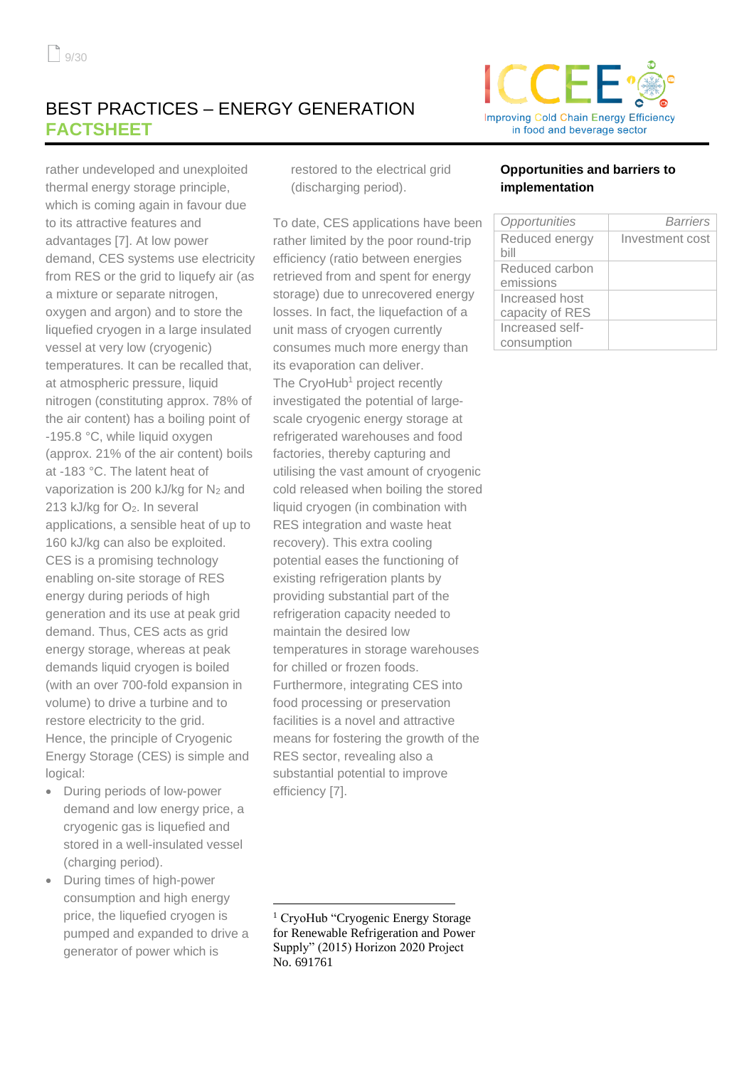rather undeveloped and unexploited thermal energy storage principle, which is coming again in favour due to its attractive features and advantages [7]. At low power demand, CES systems use electricity from RES or the grid to liquefy air (as a mixture or separate nitrogen, oxygen and argon) and to store the liquefied cryogen in a large insulated vessel at very low (cryogenic) temperatures. It can be recalled that, at atmospheric pressure, liquid nitrogen (constituting approx. 78% of the air content) has a boiling point of -195.8 °C, while liquid oxygen (approx. 21% of the air content) boils at -183 °C. The latent heat of vaporization is 200 kJ/kg for $N_2$ and 213 kJ/kg for $O_2$. In several applications, a sensible heat of up to 160 kJ/kg can also be exploited. CES is a promising technology enabling on-site storage of RES energy during periods of high generation and its use at peak grid demand. Thus, CES acts as grid energy storage, whereas at peak demands liquid cryogen is boiled (with an over 700-fold expansion in volume) to drive a turbine and to restore electricity to the grid. Hence, the principle of Cryogenic Energy Storage (CES) is simple and logical:

- During periods of low-power demand and low energy price, a cryogenic gas is liquefied and stored in a well-insulated vessel (charging period).
- During times of high-power consumption and high energy price, the liquefied cryogen is pumped and expanded to drive a generator of power which is restored to the electrical grid (discharging period).

To date, CES applications have been rather limited by the poor round-trip efficiency (ratio between energies retrieved from and spent for energy storage) due to unrecovered energy losses. In fact, the liquefaction of a unit mass of cryogen currently consumes much more energy than its evaporation can deliver. The CryoHub[1] project recently investigated the potential of large-scale cryogenic energy storage at refrigerated warehouses and food factories, thereby capturing and utilising the vast amount of cryogenic cold released when boiling the stored liquid cryogen (in combination with RES integration and waste heat recovery). This extra cooling potential eases the functioning of existing refrigeration plants by providing substantial part of the refrigeration capacity needed to maintain the desired low temperatures in storage warehouses for chilled or frozen foods. Furthermore, integrating CES into food processing or preservation facilities is a novel and attractive means for fostering the growth of the RES sector, revealing also a substantial potential to improve efficiency [7].

[1] CryoHub "Cryogenic Energy Storage for Renewable Refrigeration and Power Supply" (2015) Horizon 2020 Project No. 691761

**Opportunities and barriers to implementation**

| *Opportunities* | *Barriers* |
|---|---|
| Reduced energy bill | Investment cost |
| Reduced carbon emissions | |
| Increased host capacity of RES | |
| Increased self-consumption | |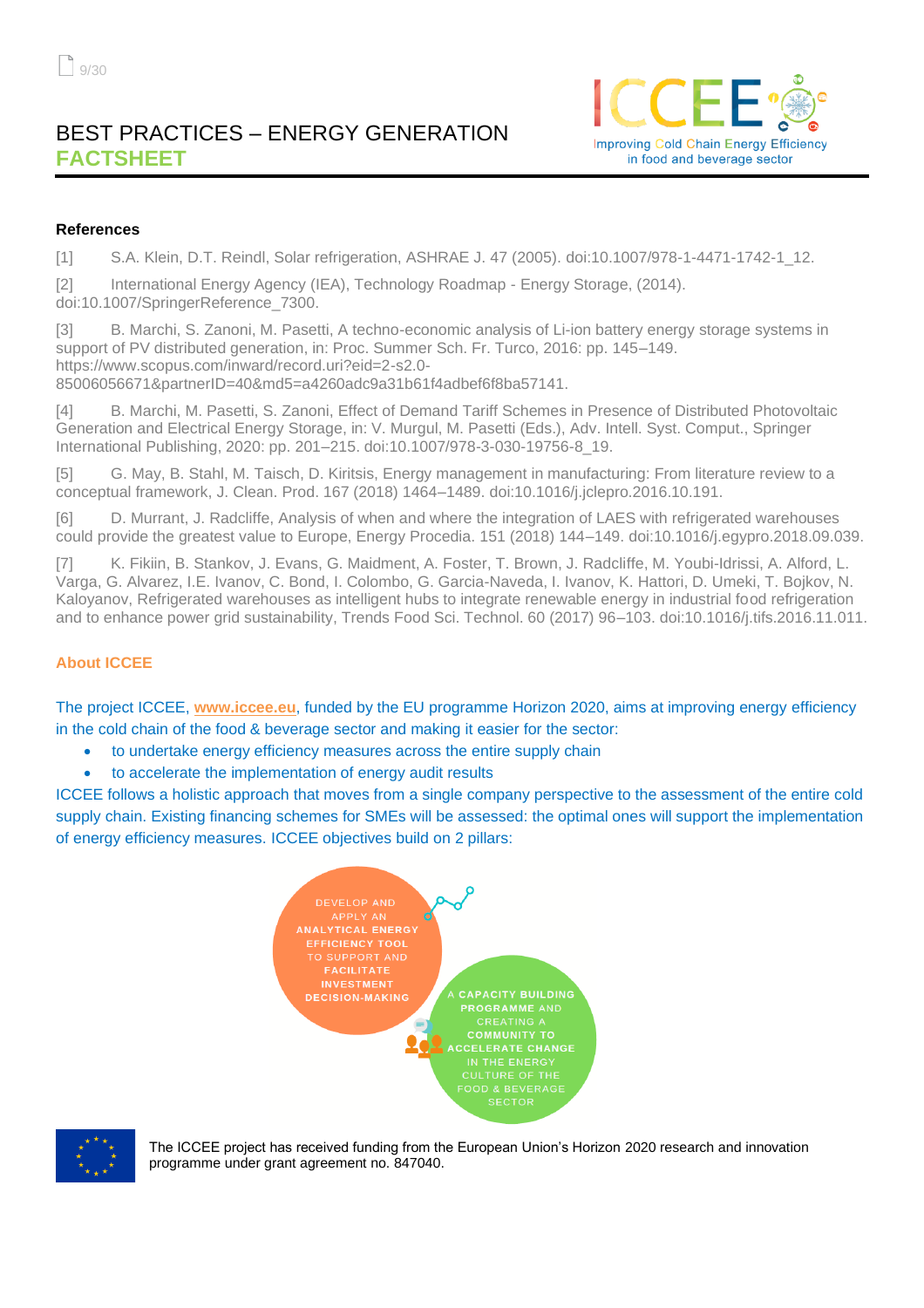## References

[1] S.A. Klein, D.T. Reindl, Solar refrigeration, ASHRAE J. 47 (2005). doi:10.1007/978-1-4471-1742-1_12.

[2] International Energy Agency (IEA), Technology Roadmap - Energy Storage, (2014). doi:10.1007/SpringerReference_7300.

[3] B. Marchi, S. Zanoni, M. Pasetti, A techno-economic analysis of Li-ion battery energy storage systems in support of PV distributed generation, in: Proc. Summer Sch. Fr. Turco, 2016: pp. 145–149. https://www.scopus.com/inward/record.uri?eid=2-s2.0-85006056671&partnerID=40&md5=a4260adc9a31b61f4adbef6f8ba57141.

[4] B. Marchi, M. Pasetti, S. Zanoni, Effect of Demand Tariff Schemes in Presence of Distributed Photovoltaic Generation and Electrical Energy Storage, in: V. Murgul, M. Pasetti (Eds.), Adv. Intell. Syst. Comput., Springer International Publishing, 2020: pp. 201–215. doi:10.1007/978-3-030-19756-8_19.

[5] G. May, B. Stahl, M. Taisch, D. Kiritsis, Energy management in manufacturing: From literature review to a conceptual framework, J. Clean. Prod. 167 (2018) 1464–1489. doi:10.1016/j.jclepro.2016.10.191.

[6] D. Murrant, J. Radcliffe, Analysis of when and where the integration of LAES with refrigerated warehouses could provide the greatest value to Europe, Energy Procedia. 151 (2018) 144–149. doi:10.1016/j.egypro.2018.09.039.

[7] K. Fikiin, B. Stankov, J. Evans, G. Maidment, A. Foster, T. Brown, J. Radcliffe, M. Youbi-Idrissi, A. Alford, L. Varga, G. Alvarez, I.E. Ivanov, C. Bond, I. Colombo, G. Garcia-Naveda, I. Ivanov, K. Hattori, D. Umeki, T. Bojkov, N. Kaloyanov, Refrigerated warehouses as intelligent hubs to integrate renewable energy in industrial food refrigeration and to enhance power grid sustainability, Trends Food Sci. Technol. 60 (2017) 96–103. doi:10.1016/j.tifs.2016.11.011.

## About ICCEE

The project ICCEE, **www.iccee.eu**, funded by the EU programme Horizon 2020, aims at improving energy efficiency in the cold chain of the food & beverage sector and making it easier for the sector:

- to undertake energy efficiency measures across the entire supply chain
- to accelerate the implementation of energy audit results

ICCEE follows a holistic approach that moves from a single company perspective to the assessment of the entire cold supply chain. Existing financing schemes for SMEs will be assessed: the optimal ones will support the implementation of energy efficiency measures. ICCEE objectives build on 2 pillars:

DEVELOP AND APPLY AN **ANALYTICAL ENERGY EFFICIENCY TOOL** TO SUPPORT AND **FACILITATE INVESTMENT DECISION-MAKING**

A **CAPACITY BUILDING PROGRAMME** AND CREATING A **COMMUNITY TO ACCELERATE CHANGE** IN THE ENERGY CULTURE OF THE FOOD & BEVERAGE SECTOR

The ICCEE project has received funding from the European Union's Horizon 2020 research and innovation programme under grant agreement no. 847040.